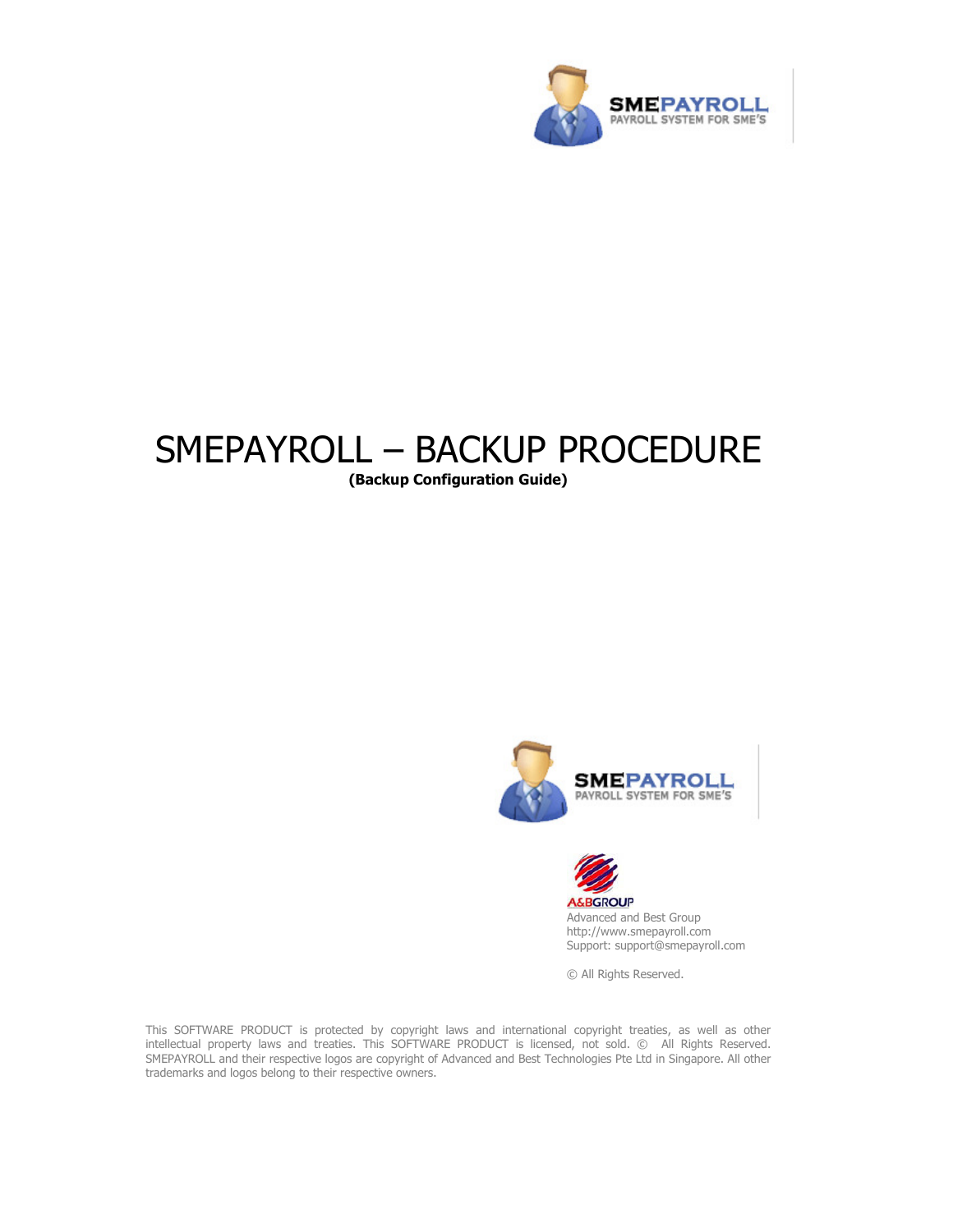SMEPAYROLL
PAYROLL SYSTEM FOR SME'S

# SMEPAYROLL – BACKUP PROCEDURE

**(Backup Configuration Guide)**

SMEPAYROLL
PAYROLL SYSTEM FOR SME'S

A&BGROUP
Advanced and Best Group
http://www.smepayroll.com
Support: support@smepayroll.com

© All Rights Reserved.

This SOFTWARE PRODUCT is protected by copyright laws and international copyright treaties, as well as other intellectual property laws and treaties. This SOFTWARE PRODUCT is licensed, not sold. © All Rights Reserved. SMEPAYROLL and their respective logos are copyright of Advanced and Best Technologies Pte Ltd in Singapore. All other trademarks and logos belong to their respective owners.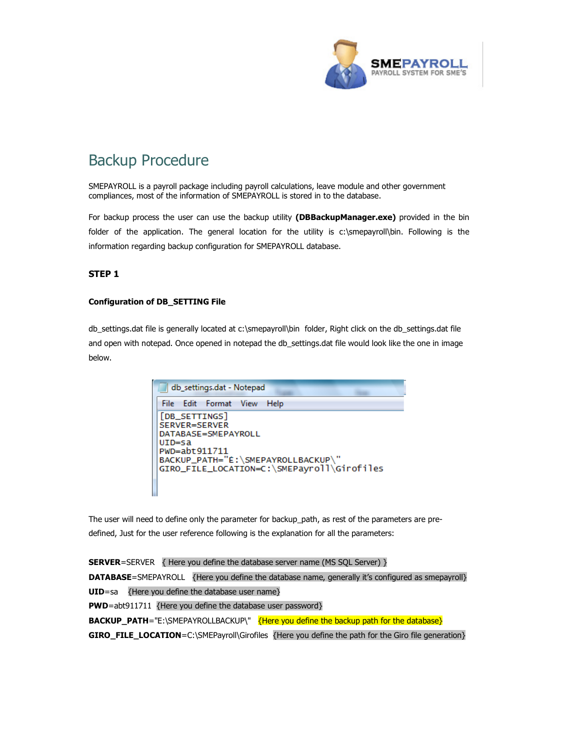# Backup Procedure

SMEPAYROLL is a payroll package including payroll calculations, leave module and other government compliances, most of the information of SMEPAYROLL is stored in to the database.

For backup process the user can use the backup utility **(DBBackupManager.exe)** provided in the bin folder of the application. The general location for the utility is c:\smepayroll\bin. Following is the information regarding backup configuration for SMEPAYROLL database.

### STEP 1

#### Configuration of DB_SETTING File

db_settings.dat file is generally located at c:\smepayroll\bin folder, Right click on the db_settings.dat file and open with notepad. Once opened in notepad the db_settings.dat file would look like the one in image below.

```
[DB_SETTINGS]
SERVER=SERVER
DATABASE=SMEPAYROLL
UID=sa
PWD=abt911711
BACKUP_PATH="E:\SMEPAYROLLBACKUP\"
GIRO_FILE_LOCATION=C:\SMEPayroll\Girofiles
```

The user will need to define only the parameter for backup_path, as rest of the parameters are pre-defined, Just for the user reference following is the explanation for all the parameters:

**SERVER**=SERVER { Here you define the database server name (MS SQL Server) }

**DATABASE**=SMEPAYROLL {Here you define the database name, generally it's configured as smepayroll}

**UID**=sa {Here you define the database user name}

**PWD**=abt911711 {Here you define the database user password}

**BACKUP_PATH**="E:\SMEPAYROLLBACKUP\" {Here you define the backup path for the database}

**GIRO_FILE_LOCATION**=C:\SMEPayroll\Girofiles {Here you define the path for the Giro file generation}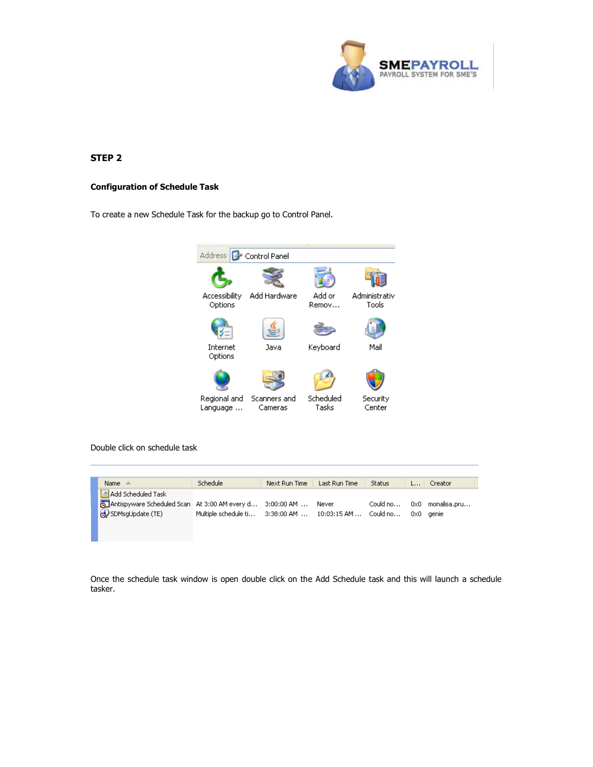## STEP 2

### Configuration of Schedule Task

To create a new Schedule Task for the backup go to Control Panel.

Double click on schedule task

Once the schedule task window is open double click on the Add Schedule task and this will launch a schedule tasker.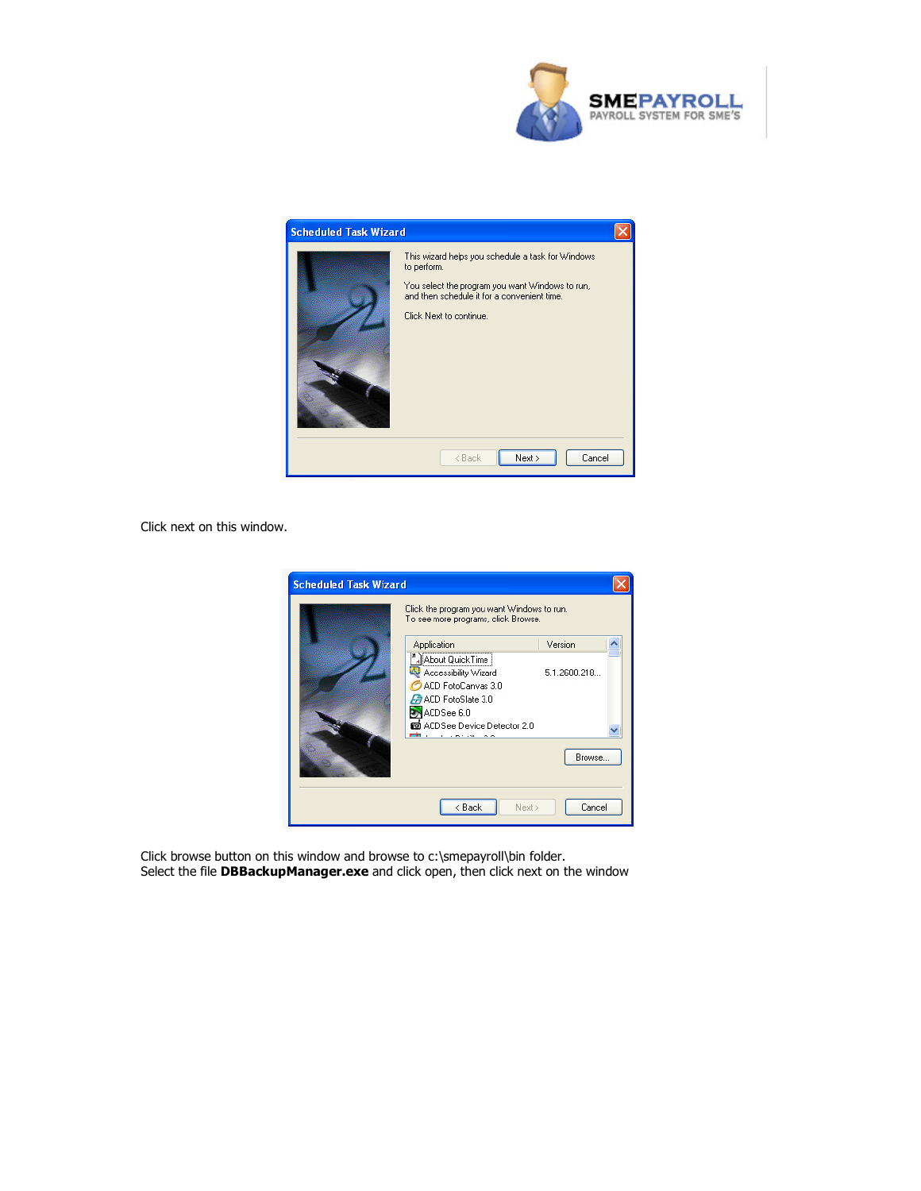Click next on this window.

Click browse button on this window and browse to c:\smepayroll\bin folder.
Select the file **DBBackupManager.exe** and click open, then click next on the window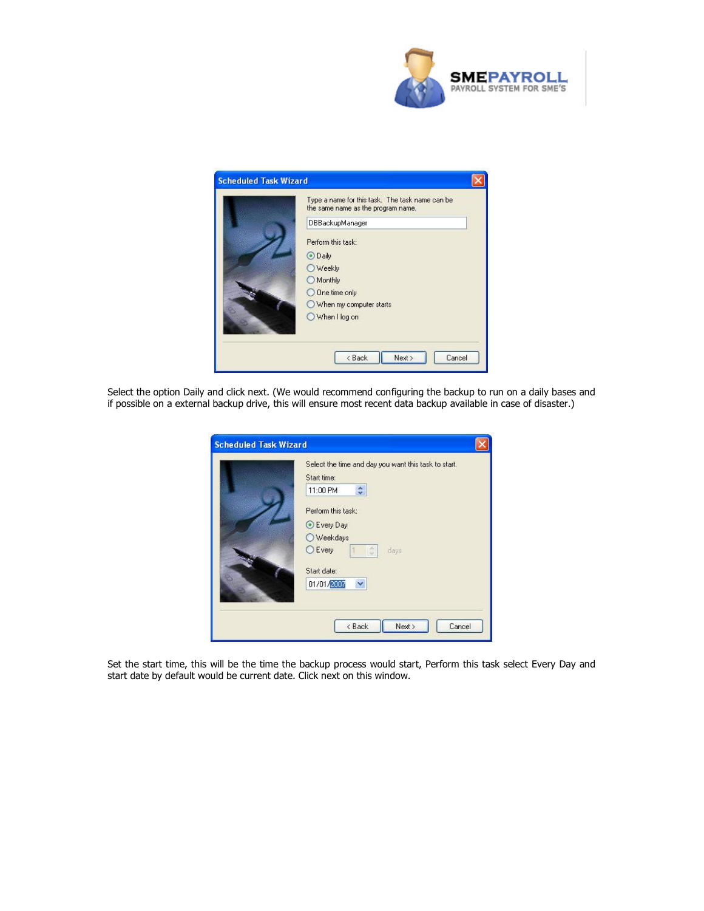Select the option Daily and click next. (We would recommend configuring the backup to run on a daily bases and if possible on a external backup drive, this will ensure most recent data backup available in case of disaster.)

Set the start time, this will be the time the backup process would start, Perform this task select Every Day and start date by default would be current date. Click next on this window.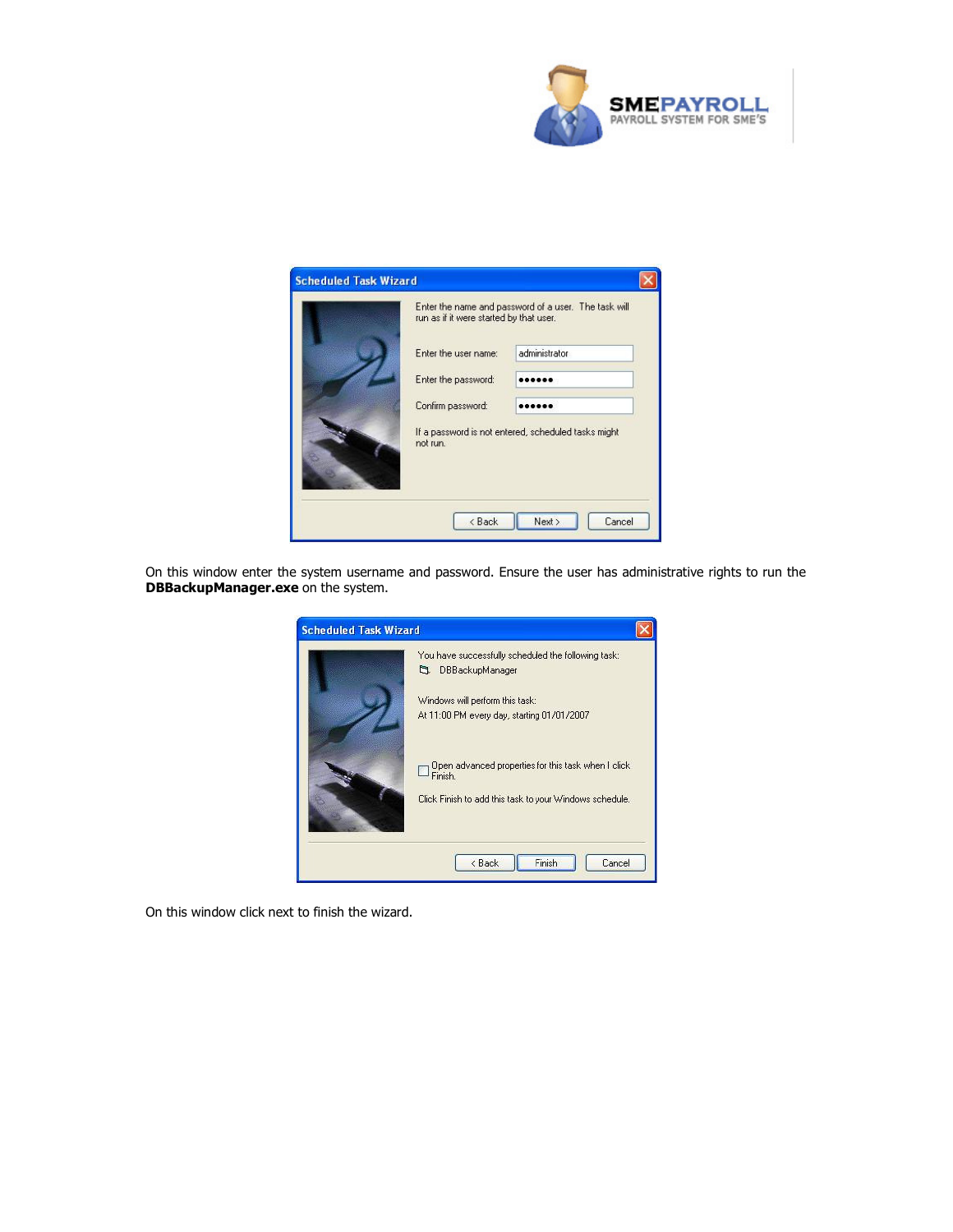On this window enter the system username and password. Ensure the user has administrative rights to run the **DBBackupManager.exe** on the system.

On this window click next to finish the wizard.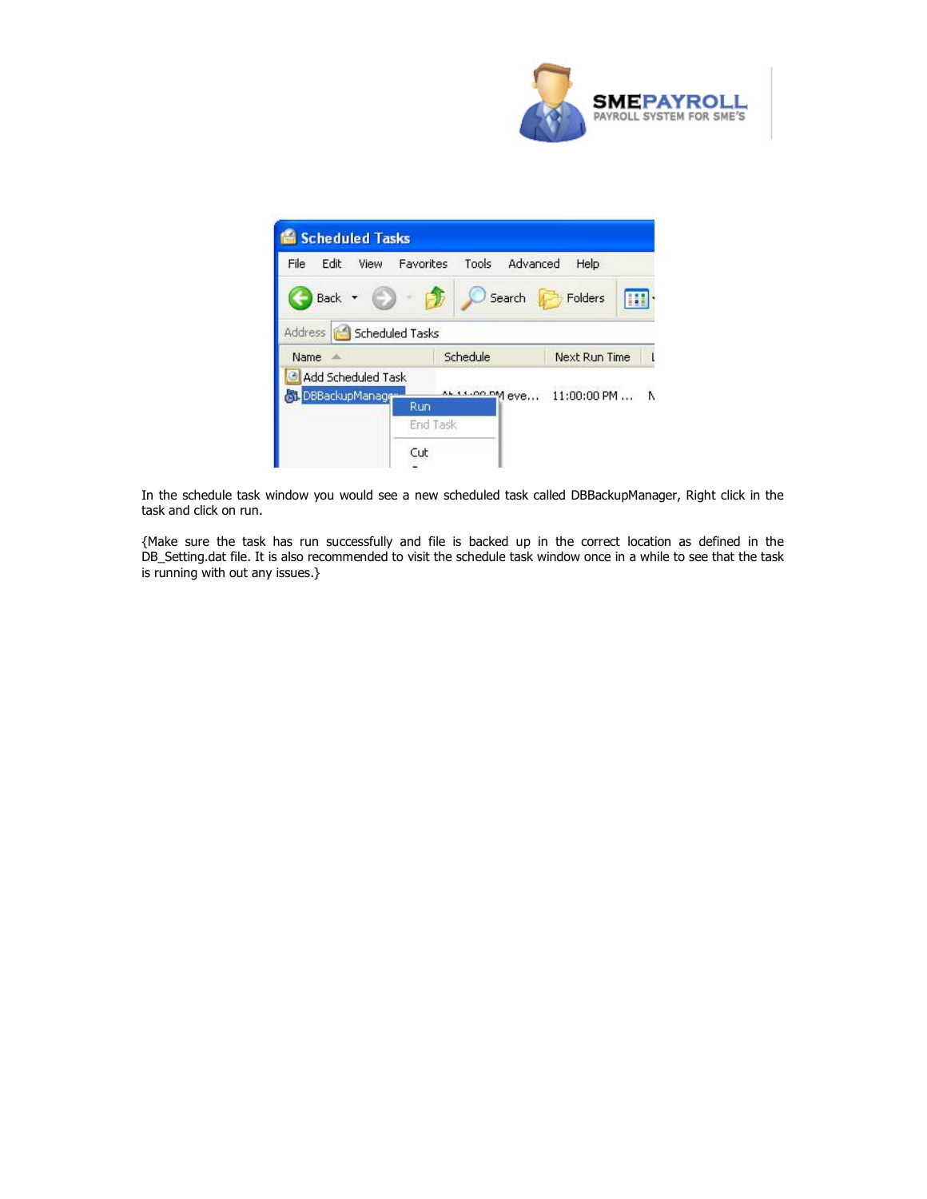In the schedule task window you would see a new scheduled task called DBBackupManager, Right click in the task and click on run.

{Make sure the task has run successfully and file is backed up in the correct location as defined in the DB_Setting.dat file. It is also recommended to visit the schedule task window once in a while to see that the task is running with out any issues.}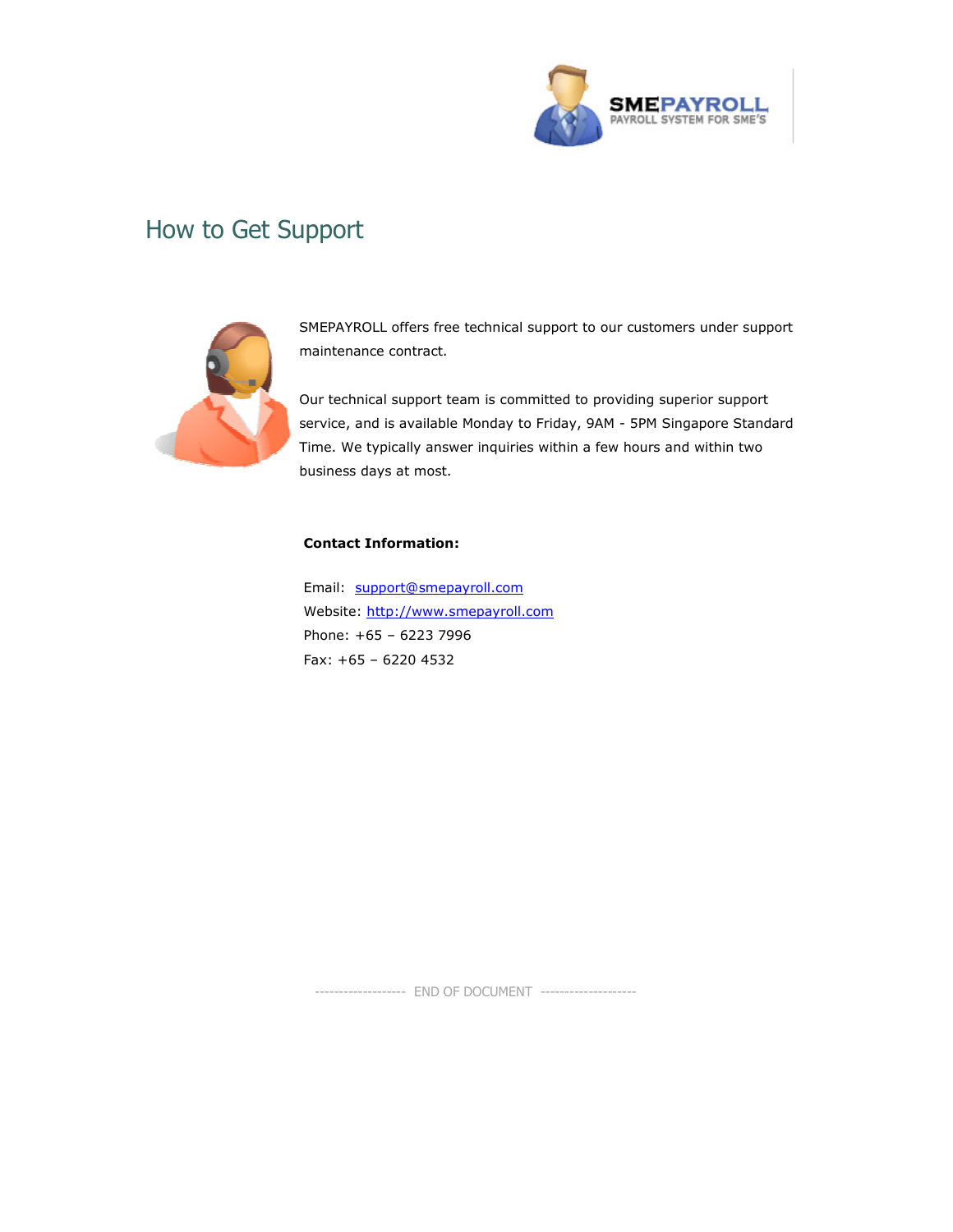# How to Get Support

SMEPAYROLL offers free technical support to our customers under support maintenance contract.

Our technical support team is committed to providing superior support service, and is available Monday to Friday, 9AM - 5PM Singapore Standard Time. We typically answer inquiries within a few hours and within two business days at most.

**Contact Information:**

Email: support@smepayroll.com
Website: http://www.smepayroll.com
Phone: +65 – 6223 7996
Fax: +65 – 6220 4532

------------------ END OF DOCUMENT -------------------